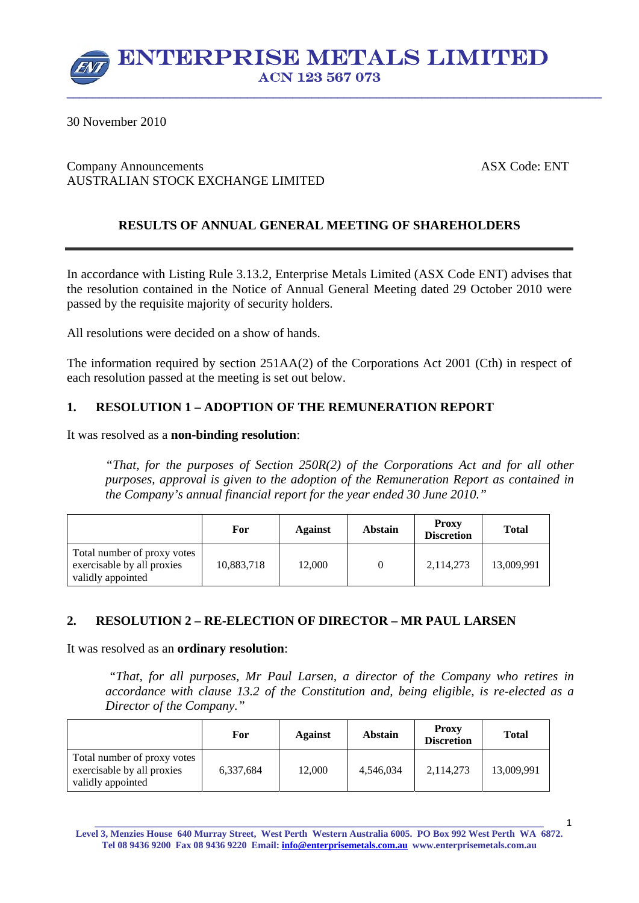# ENTERPRISE METALS LIMITED

ACN 123 567 073

30 November 2010

Company Announcements
AUSTRALIAN STOCK EXCHANGE LIMITED

ASX Code: ENT

## RESULTS OF ANNUAL GENERAL MEETING OF SHAREHOLDERS

In accordance with Listing Rule 3.13.2, Enterprise Metals Limited (ASX Code ENT) advises that the resolution contained in the Notice of Annual General Meeting dated 29 October 2010 were passed by the requisite majority of security holders.

All resolutions were decided on a show of hands.

The information required by section 251AA(2) of the Corporations Act 2001 (Cth) in respect of each resolution passed at the meeting is set out below.

### 1. RESOLUTION 1 – ADOPTION OF THE REMUNERATION REPORT

It was resolved as a **non-binding resolution**:

> *"That, for the purposes of Section 250R(2) of the Corporations Act and for all other purposes, approval is given to the adoption of the Remuneration Report as contained in the Company's annual financial report for the year ended 30 June 2010."*

| | For | Against | Abstain | Proxy Discretion | Total |
|---|---|---|---|---|---|
| Total number of proxy votes exercisable by all proxies validly appointed | 10,883,718 | 12,000 | 0 | 2,114,273 | 13,009,991 |

### 2. RESOLUTION 2 – RE-ELECTION OF DIRECTOR – MR PAUL LARSEN

It was resolved as an **ordinary resolution**:

> *"That, for all purposes, Mr Paul Larsen, a director of the Company who retires in accordance with clause 13.2 of the Constitution and, being eligible, is re-elected as a Director of the Company."*

| | For | Against | Abstain | Proxy Discretion | Total |
|---|---|---|---|---|---|
| Total number of proxy votes exercisable by all proxies validly appointed | 6,337,684 | 12,000 | 4,546,034 | 2,114,273 | 13,009,991 |

Level 3, Menzies House 640 Murray Street, West Perth Western Australia 6005. PO Box 992 West Perth WA 6872.
Tel 08 9436 9200 Fax 08 9436 9220 Email: info@enterprisemetals.com.au www.enterprisemetals.com.au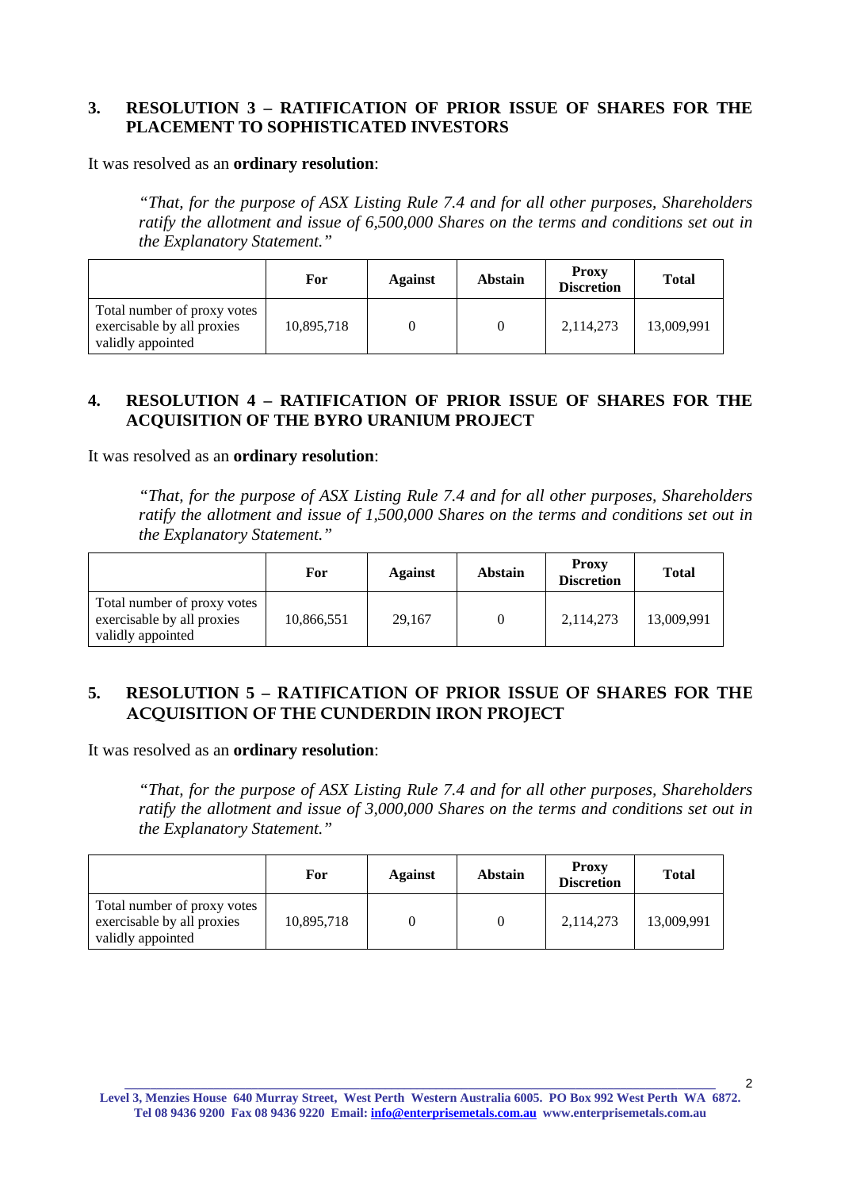## 3. RESOLUTION 3 – RATIFICATION OF PRIOR ISSUE OF SHARES FOR THE PLACEMENT TO SOPHISTICATED INVESTORS

It was resolved as an **ordinary resolution**:

> *"That, for the purpose of ASX Listing Rule 7.4 and for all other purposes, Shareholders ratify the allotment and issue of 6,500,000 Shares on the terms and conditions set out in the Explanatory Statement."*

| | For | Against | Abstain | Proxy Discretion | Total |
|---|---|---|---|---|---|
| Total number of proxy votes exercisable by all proxies validly appointed | 10,895,718 | 0 | 0 | 2,114,273 | 13,009,991 |

## 4. RESOLUTION 4 – RATIFICATION OF PRIOR ISSUE OF SHARES FOR THE ACQUISITION OF THE BYRO URANIUM PROJECT

It was resolved as an **ordinary resolution**:

> *"That, for the purpose of ASX Listing Rule 7.4 and for all other purposes, Shareholders ratify the allotment and issue of 1,500,000 Shares on the terms and conditions set out in the Explanatory Statement."*

| | For | Against | Abstain | Proxy Discretion | Total |
|---|---|---|---|---|---|
| Total number of proxy votes exercisable by all proxies validly appointed | 10,866,551 | 29,167 | 0 | 2,114,273 | 13,009,991 |

## 5. RESOLUTION 5 – RATIFICATION OF PRIOR ISSUE OF SHARES FOR THE ACQUISITION OF THE CUNDERDIN IRON PROJECT

It was resolved as an **ordinary resolution**:

> *"That, for the purpose of ASX Listing Rule 7.4 and for all other purposes, Shareholders ratify the allotment and issue of 3,000,000 Shares on the terms and conditions set out in the Explanatory Statement."*

| | For | Against | Abstain | Proxy Discretion | Total |
|---|---|---|---|---|---|
| Total number of proxy votes exercisable by all proxies validly appointed | 10,895,718 | 0 | 0 | 2,114,273 | 13,009,991 |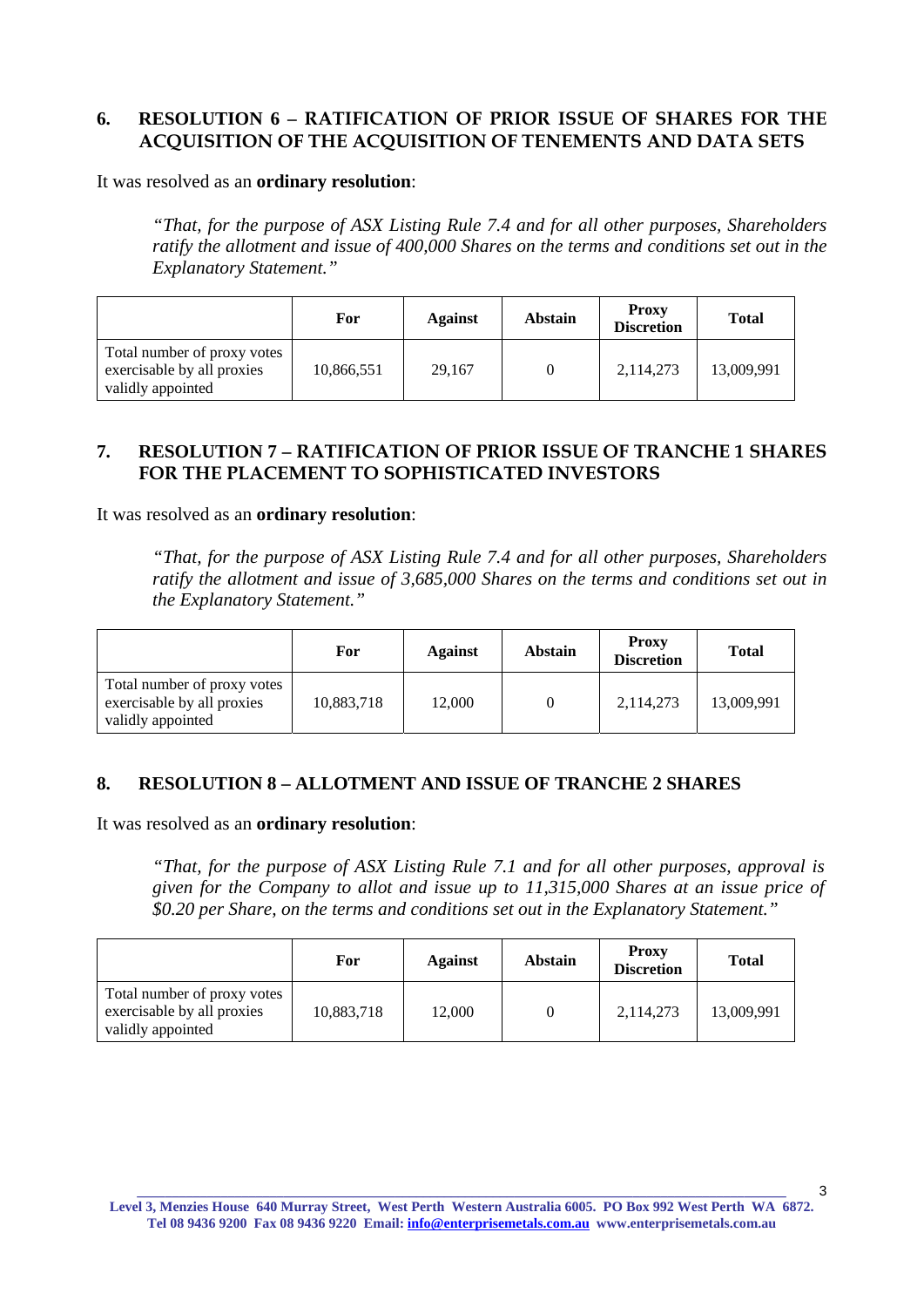## 6. RESOLUTION 6 – RATIFICATION OF PRIOR ISSUE OF SHARES FOR THE ACQUISITION OF THE ACQUISITION OF TENEMENTS AND DATA SETS

It was resolved as an **ordinary resolution**:

> *"That, for the purpose of ASX Listing Rule 7.4 and for all other purposes, Shareholders ratify the allotment and issue of 400,000 Shares on the terms and conditions set out in the Explanatory Statement."*

| | For | Against | Abstain | Proxy Discretion | Total |
|---|---|---|---|---|---|
| Total number of proxy votes exercisable by all proxies validly appointed | 10,866,551 | 29,167 | 0 | 2,114,273 | 13,009,991 |

## 7. RESOLUTION 7 – RATIFICATION OF PRIOR ISSUE OF TRANCHE 1 SHARES FOR THE PLACEMENT TO SOPHISTICATED INVESTORS

It was resolved as an **ordinary resolution**:

> *"That, for the purpose of ASX Listing Rule 7.4 and for all other purposes, Shareholders ratify the allotment and issue of 3,685,000 Shares on the terms and conditions set out in the Explanatory Statement."*

| | For | Against | Abstain | Proxy Discretion | Total |
|---|---|---|---|---|---|
| Total number of proxy votes exercisable by all proxies validly appointed | 10,883,718 | 12,000 | 0 | 2,114,273 | 13,009,991 |

## 8. RESOLUTION 8 – ALLOTMENT AND ISSUE OF TRANCHE 2 SHARES

It was resolved as an **ordinary resolution**:

> *"That, for the purpose of ASX Listing Rule 7.1 and for all other purposes, approval is given for the Company to allot and issue up to 11,315,000 Shares at an issue price of $0.20 per Share, on the terms and conditions set out in the Explanatory Statement."*

| | For | Against | Abstain | Proxy Discretion | Total |
|---|---|---|---|---|---|
| Total number of proxy votes exercisable by all proxies validly appointed | 10,883,718 | 12,000 | 0 | 2,114,273 | 13,009,991 |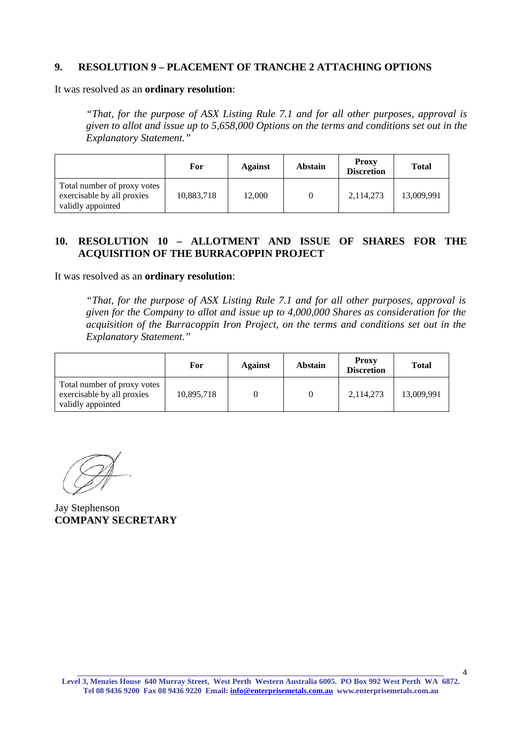## 9. RESOLUTION 9 – PLACEMENT OF TRANCHE 2 ATTACHING OPTIONS

It was resolved as an **ordinary resolution**:

*"That, for the purpose of ASX Listing Rule 7.1 and for all other purposes, approval is given to allot and issue up to 5,658,000 Options on the terms and conditions set out in the Explanatory Statement."*

| | For | Against | Abstain | Proxy Discretion | Total |
|---|---|---|---|---|---|
| Total number of proxy votes exercisable by all proxies validly appointed | 10,883,718 | 12,000 | 0 | 2,114,273 | 13,009,991 |

## 10. RESOLUTION 10 – ALLOTMENT AND ISSUE OF SHARES FOR THE ACQUISITION OF THE BURRACOPPIN PROJECT

It was resolved as an **ordinary resolution**:

*"That, for the purpose of ASX Listing Rule 7.1 and for all other purposes, approval is given for the Company to allot and issue up to 4,000,000 Shares as consideration for the acquisition of the Burracoppin Iron Project, on the terms and conditions set out in the Explanatory Statement."*

| | For | Against | Abstain | Proxy Discretion | Total |
|---|---|---|---|---|---|
| Total number of proxy votes exercisable by all proxies validly appointed | 10,895,718 | 0 | 0 | 2,114,273 | 13,009,991 |

Jay Stephenson
**COMPANY SECRETARY**

**Level 3, Menzies House 640 Murray Street, West Perth Western Australia 6005. PO Box 992 West Perth WA 6872.**
**Tel 08 9436 9200 Fax 08 9436 9220 Email: info@enterprisemetals.com.au www.enterprisemetals.com.au**